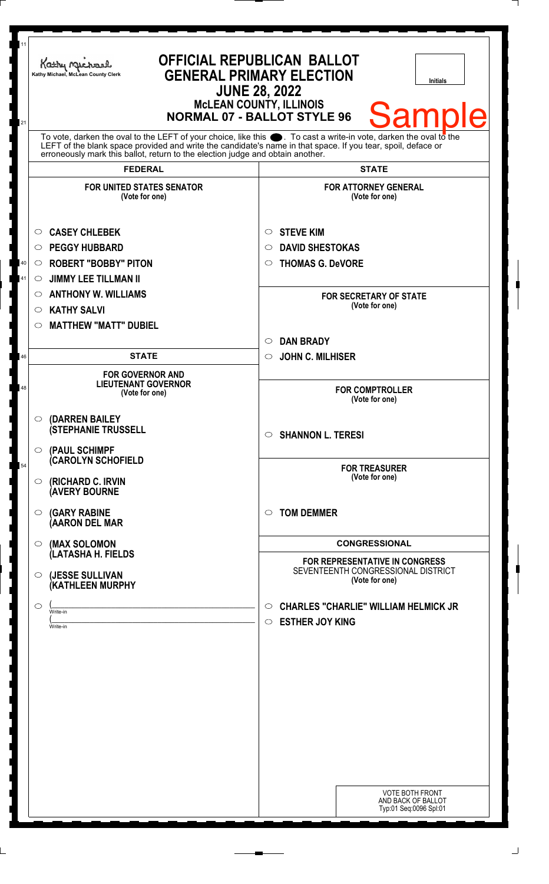Kathy Michael, McLean County Clerk

# OFFICIAL REPUBLICAN BALLOT
# GENERAL PRIMARY ELECTION
## JUNE 28, 2022
### McLEAN COUNTY, ILLINOIS
### NORMAL 07 - BALLOT STYLE 96

Initials

Sample

To vote, darken the oval to the LEFT of your choice, like this ⬤. To cast a write-in vote, darken the oval to the LEFT of the blank space provided and write the candidate's name in that space. If you tear, spoil, deface or erroneously mark this ballot, return to the election judge and obtain another.

## FEDERAL

**FOR UNITED STATES SENATOR**
(Vote for one)

- ○ CASEY CHLEBEK
- ○ PEGGY HUBBARD
- ○ ROBERT "BOBBY" PITON
- ○ JIMMY LEE TILLMAN II
- ○ ANTHONY W. WILLIAMS
- ○ KATHY SALVI
- ○ MATTHEW "MATT" DUBIEL

## STATE

**FOR GOVERNOR AND LIEUTENANT GOVERNOR**
(Vote for one)

- ○ (DARREN BAILEY (STEPHANIE TRUSSELL
- ○ (PAUL SCHIMPF (CAROLYN SCHOFIELD
- ○ (RICHARD C. IRVIN (AVERY BOURNE
- ○ (GARY RABINE (AARON DEL MAR
- ○ (MAX SOLOMON (LATASHA H. FIELDS
- ○ (JESSE SULLIVAN (KATHLEEN MURPHY
- ○ (\_\_\_\_\_\_\_\_\_\_ Write-in (\_\_\_\_\_\_\_\_\_\_ Write-in

## STATE

**FOR ATTORNEY GENERAL**
(Vote for one)

- ○ STEVE KIM
- ○ DAVID SHESTOKAS
- ○ THOMAS G. DeVORE

**FOR SECRETARY OF STATE**
(Vote for one)

- ○ DAN BRADY
- ○ JOHN C. MILHISER

**FOR COMPTROLLER**
(Vote for one)

- ○ SHANNON L. TERESI

**FOR TREASURER**
(Vote for one)

- ○ TOM DEMMER

## CONGRESSIONAL

**FOR REPRESENTATIVE IN CONGRESS**
SEVENTEENTH CONGRESSIONAL DISTRICT
(Vote for one)

- ○ CHARLES "CHARLIE" WILLIAM HELMICK JR
- ○ ESTHER JOY KING

VOTE BOTH FRONT AND BACK OF BALLOT
Typ:01 Seq:0096 Spl:01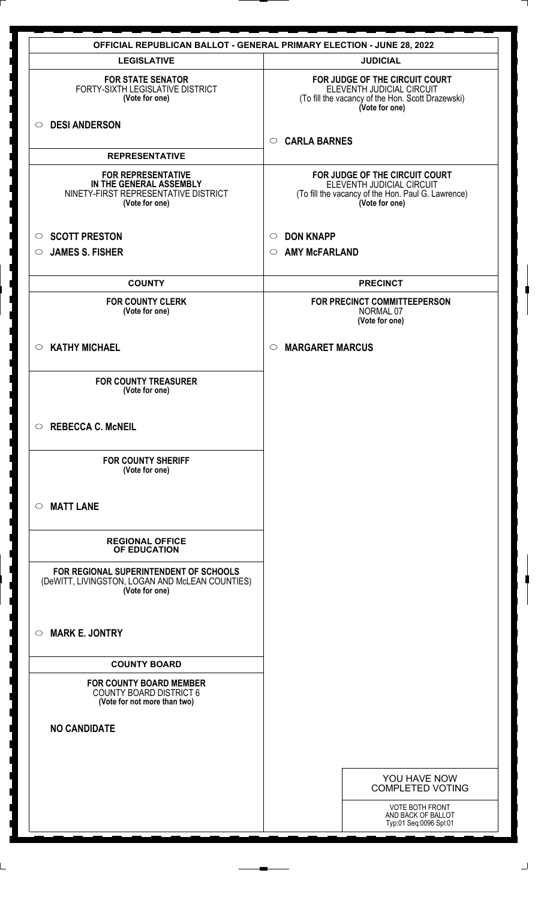# OFFICIAL REPUBLICAN BALLOT - GENERAL PRIMARY ELECTION - JUNE 28, 2022

## LEGISLATIVE

**FOR STATE SENATOR**
FORTY-SIXTH LEGISLATIVE DISTRICT
**(Vote for one)**

- ○ **DESI ANDERSON**

## REPRESENTATIVE

**FOR REPRESENTATIVE IN THE GENERAL ASSEMBLY**
NINETY-FIRST REPRESENTATIVE DISTRICT
**(Vote for one)**

- ○ **SCOTT PRESTON**
- ○ **JAMES S. FISHER**

## COUNTY

**FOR COUNTY CLERK**
**(Vote for one)**

- ○ **KATHY MICHAEL**

**FOR COUNTY TREASURER**
**(Vote for one)**

- ○ **REBECCA C. McNEIL**

**FOR COUNTY SHERIFF**
**(Vote for one)**

- ○ **MATT LANE**

## REGIONAL OFFICE OF EDUCATION

**FOR REGIONAL SUPERINTENDENT OF SCHOOLS**
(DeWITT, LIVINGSTON, LOGAN AND McLEAN COUNTIES)
**(Vote for one)**

- ○ **MARK E. JONTRY**

## COUNTY BOARD

**FOR COUNTY BOARD MEMBER**
COUNTY BOARD DISTRICT 6
**(Vote for not more than two)**

**NO CANDIDATE**

## JUDICIAL

**FOR JUDGE OF THE CIRCUIT COURT**
ELEVENTH JUDICIAL CIRCUIT
(To fill the vacancy of the Hon. Scott Drazewski)
**(Vote for one)**

- ○ **CARLA BARNES**

**FOR JUDGE OF THE CIRCUIT COURT**
ELEVENTH JUDICIAL CIRCUIT
(To fill the vacancy of the Hon. Paul G. Lawrence)
**(Vote for one)**

- ○ **DON KNAPP**
- ○ **AMY McFARLAND**

## PRECINCT

**FOR PRECINCT COMMITTEEPERSON**
NORMAL 07
**(Vote for one)**

- ○ **MARGARET MARCUS**

YOU HAVE NOW COMPLETED VOTING

VOTE BOTH FRONT AND BACK OF BALLOT
Typ:01 Seq:0096 Spl:01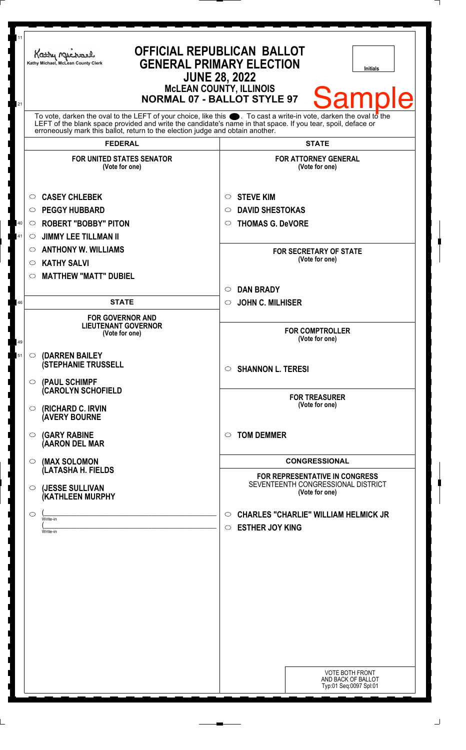Kathy Michael, McLean County Clerk

# OFFICIAL REPUBLICAN BALLOT
## GENERAL PRIMARY ELECTION
## JUNE 28, 2022
### McLEAN COUNTY, ILLINOIS
### NORMAL 07 - BALLOT STYLE 97

Initials

Sample

To vote, darken the oval to the LEFT of your choice, like this ⬬. To cast a write-in vote, darken the oval to the LEFT of the blank space provided and write the candidate's name in that space. If you tear, spoil, deface or erroneously mark this ballot, return to the election judge and obtain another.

## FEDERAL

**FOR UNITED STATES SENATOR**
(Vote for one)

- ○ **CASEY CHLEBEK**
- ○ **PEGGY HUBBARD**
- ○ **ROBERT "BOBBY" PITON**
- ○ **JIMMY LEE TILLMAN II**
- ○ **ANTHONY W. WILLIAMS**
- ○ **KATHY SALVI**
- ○ **MATTHEW "MATT" DUBIEL**

## STATE

**FOR GOVERNOR AND LIEUTENANT GOVERNOR**
(Vote for one)

- ○ **(DARREN BAILEY (STEPHANIE TRUSSELL**
- ○ **(PAUL SCHIMPF (CAROLYN SCHOFIELD**
- ○ **(RICHARD C. IRVIN (AVERY BOURNE**
- ○ **(GARY RABINE (AARON DEL MAR**
- ○ **(MAX SOLOMON (LATASHA H. FIELDS**
- ○ **(JESSE SULLIVAN (KATHLEEN MURPHY**
- ○ (\_\_\_\_\_\_\_\_\_\_\_\_\_\_\_\_ Write-in
  (\_\_\_\_\_\_\_\_\_\_\_\_\_\_\_\_ Write-in

## STATE

**FOR ATTORNEY GENERAL**
(Vote for one)

- ○ **STEVE KIM**
- ○ **DAVID SHESTOKAS**
- ○ **THOMAS G. DeVORE**

**FOR SECRETARY OF STATE**
(Vote for one)

- ○ **DAN BRADY**
- ○ **JOHN C. MILHISER**

**FOR COMPTROLLER**
(Vote for one)

- ○ **SHANNON L. TERESI**

**FOR TREASURER**
(Vote for one)

- ○ **TOM DEMMER**

## CONGRESSIONAL

**FOR REPRESENTATIVE IN CONGRESS**
SEVENTEENTH CONGRESSIONAL DISTRICT
(Vote for one)

- ○ **CHARLES "CHARLIE" WILLIAM HELMICK JR**
- ○ **ESTHER JOY KING**

VOTE BOTH FRONT AND BACK OF BALLOT
Typ:01 Seq:0097 Spl:01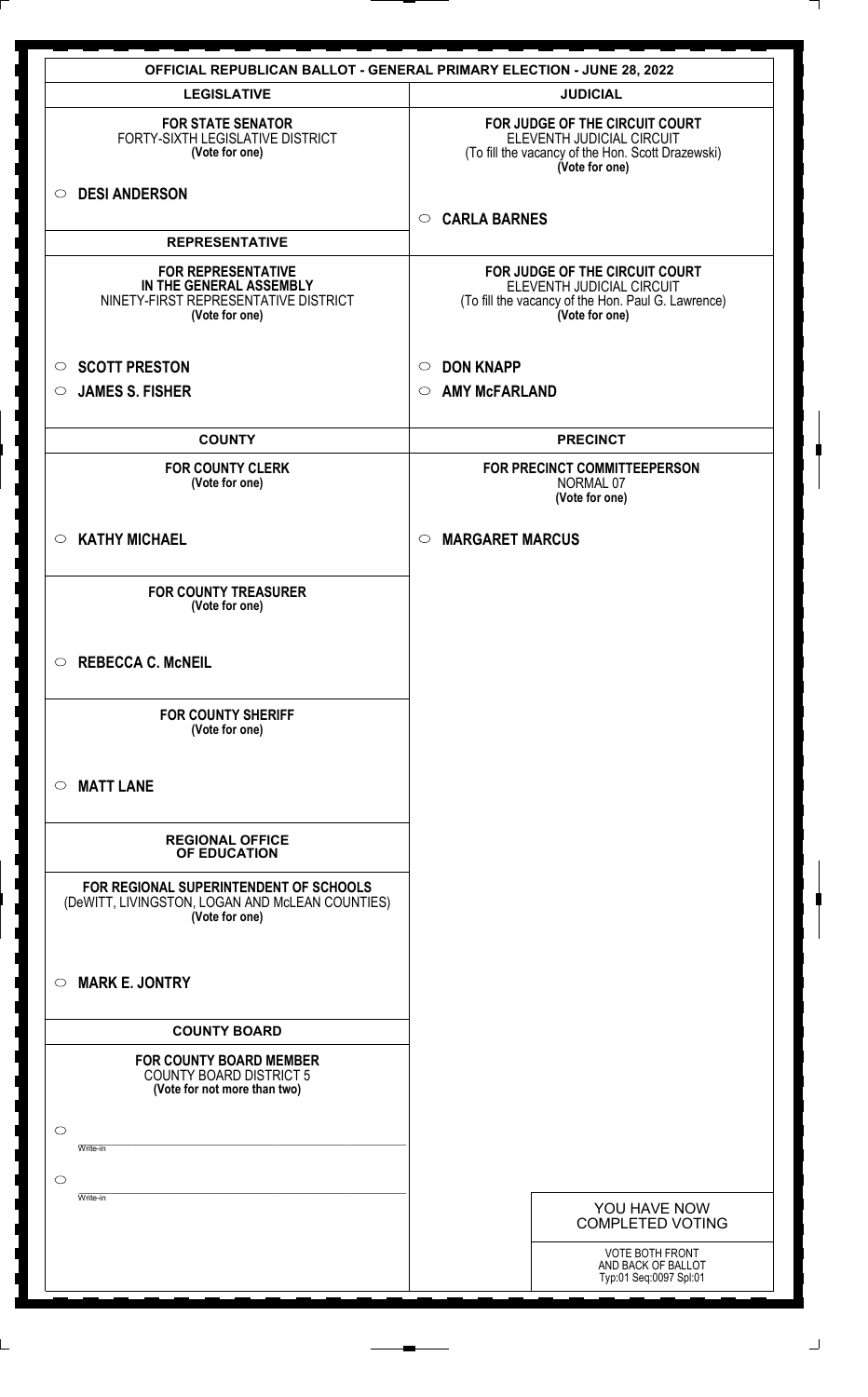# OFFICIAL REPUBLICAN BALLOT - GENERAL PRIMARY ELECTION - JUNE 28, 2022

## LEGISLATIVE

**FOR STATE SENATOR**
FORTY-SIXTH LEGISLATIVE DISTRICT
**(Vote for one)**

○ **DESI ANDERSON**

## REPRESENTATIVE

**FOR REPRESENTATIVE IN THE GENERAL ASSEMBLY**
NINETY-FIRST REPRESENTATIVE DISTRICT
**(Vote for one)**

○ **SCOTT PRESTON**
○ **JAMES S. FISHER**

## COUNTY

**FOR COUNTY CLERK**
**(Vote for one)**

○ **KATHY MICHAEL**

**FOR COUNTY TREASURER**
**(Vote for one)**

○ **REBECCA C. McNEIL**

**FOR COUNTY SHERIFF**
**(Vote for one)**

○ **MATT LANE**

## REGIONAL OFFICE OF EDUCATION

**FOR REGIONAL SUPERINTENDENT OF SCHOOLS**
(DeWITT, LIVINGSTON, LOGAN AND McLEAN COUNTIES)
**(Vote for one)**

○ **MARK E. JONTRY**

## COUNTY BOARD

**FOR COUNTY BOARD MEMBER**
COUNTY BOARD DISTRICT 5
**(Vote for not more than two)**

○ ______________________
Write-in

○ ______________________
Write-in

## JUDICIAL

**FOR JUDGE OF THE CIRCUIT COURT**
ELEVENTH JUDICIAL CIRCUIT
(To fill the vacancy of the Hon. Scott Drazewski)
**(Vote for one)**

○ **CARLA BARNES**

**FOR JUDGE OF THE CIRCUIT COURT**
ELEVENTH JUDICIAL CIRCUIT
(To fill the vacancy of the Hon. Paul G. Lawrence)
**(Vote for one)**

○ **DON KNAPP**
○ **AMY McFARLAND**

## PRECINCT

**FOR PRECINCT COMMITTEEPERSON**
NORMAL 07
**(Vote for one)**

○ **MARGARET MARCUS**

YOU HAVE NOW COMPLETED VOTING

VOTE BOTH FRONT AND BACK OF BALLOT
Typ:01 Seq:0097 Spl:01